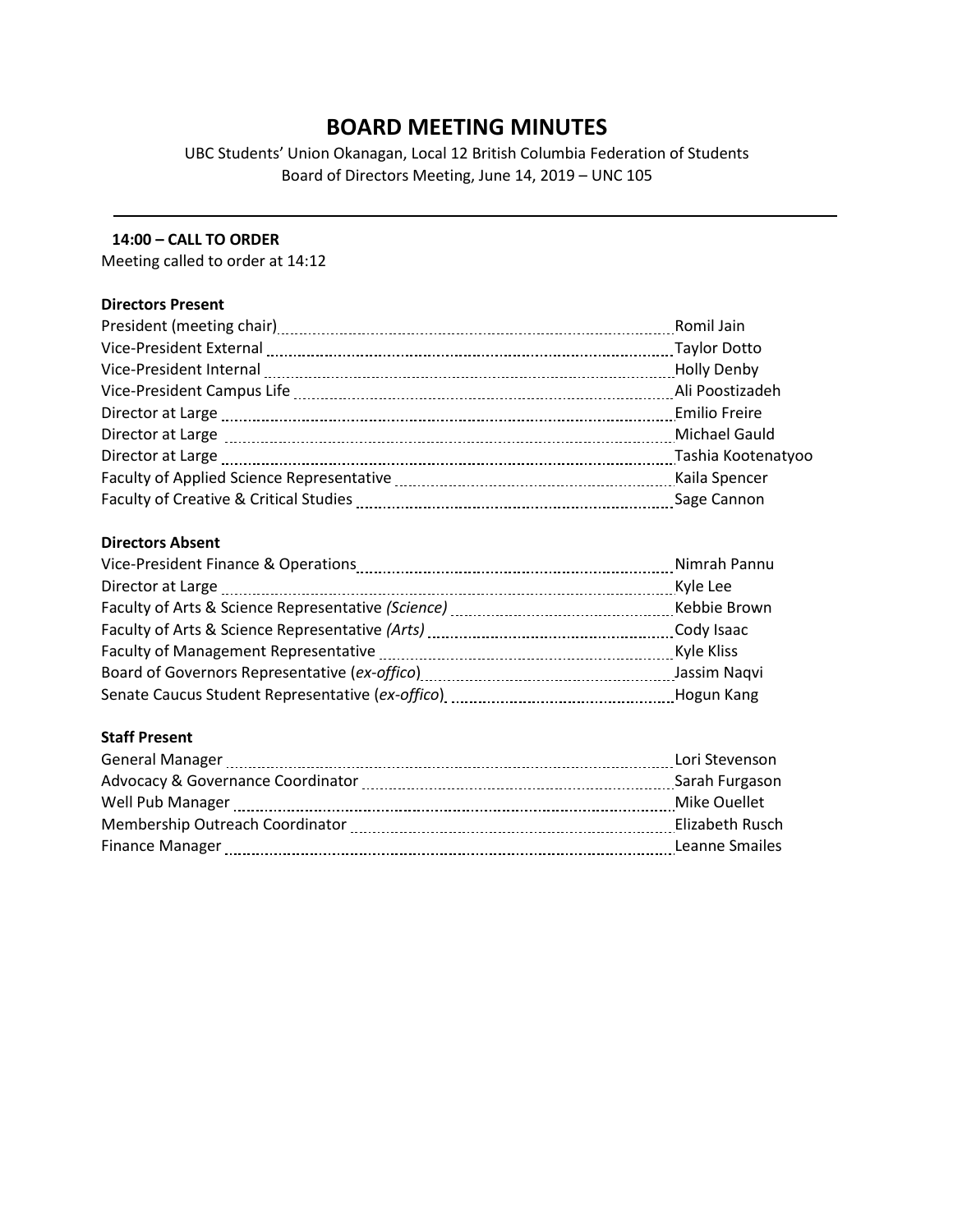# BOARD MEETING MINUTES

UBC Students' Union Okanagan, Local 12 British Columbia Federation of Students
Board of Directors Meeting, June 14, 2019 – UNC 105

---

**14:00 – CALL TO ORDER**

Meeting called to order at 14:12

**Directors Present**

| | |
|---|---|
| President (meeting chair) | Romil Jain |
| Vice-President External | Taylor Dotto |
| Vice-President Internal | Holly Denby |
| Vice-President Campus Life | Ali Poostizadeh |
| Director at Large | Emilio Freire |
| Director at Large | Michael Gauld |
| Director at Large | Tashia Kootenatyoo |
| Faculty of Applied Science Representative | Kaila Spencer |
| Faculty of Creative & Critical Studies | Sage Cannon |

**Directors Absent**

| | |
|---|---|
| Vice-President Finance & Operations | Nimrah Pannu |
| Director at Large | Kyle Lee |
| Faculty of Arts & Science Representative *(Science)* | Kebbie Brown |
| Faculty of Arts & Science Representative *(Arts)* | Cody Isaac |
| Faculty of Management Representative | Kyle Kliss |
| Board of Governors Representative (*ex-offico*) | Jassim Naqvi |
| Senate Caucus Student Representative (*ex-offico*) | Hogun Kang |

**Staff Present**

| | |
|---|---|
| General Manager | Lori Stevenson |
| Advocacy & Governance Coordinator | Sarah Furgason |
| Well Pub Manager | Mike Ouellet |
| Membership Outreach Coordinator | Elizabeth Rusch |
| Finance Manager | Leanne Smailes |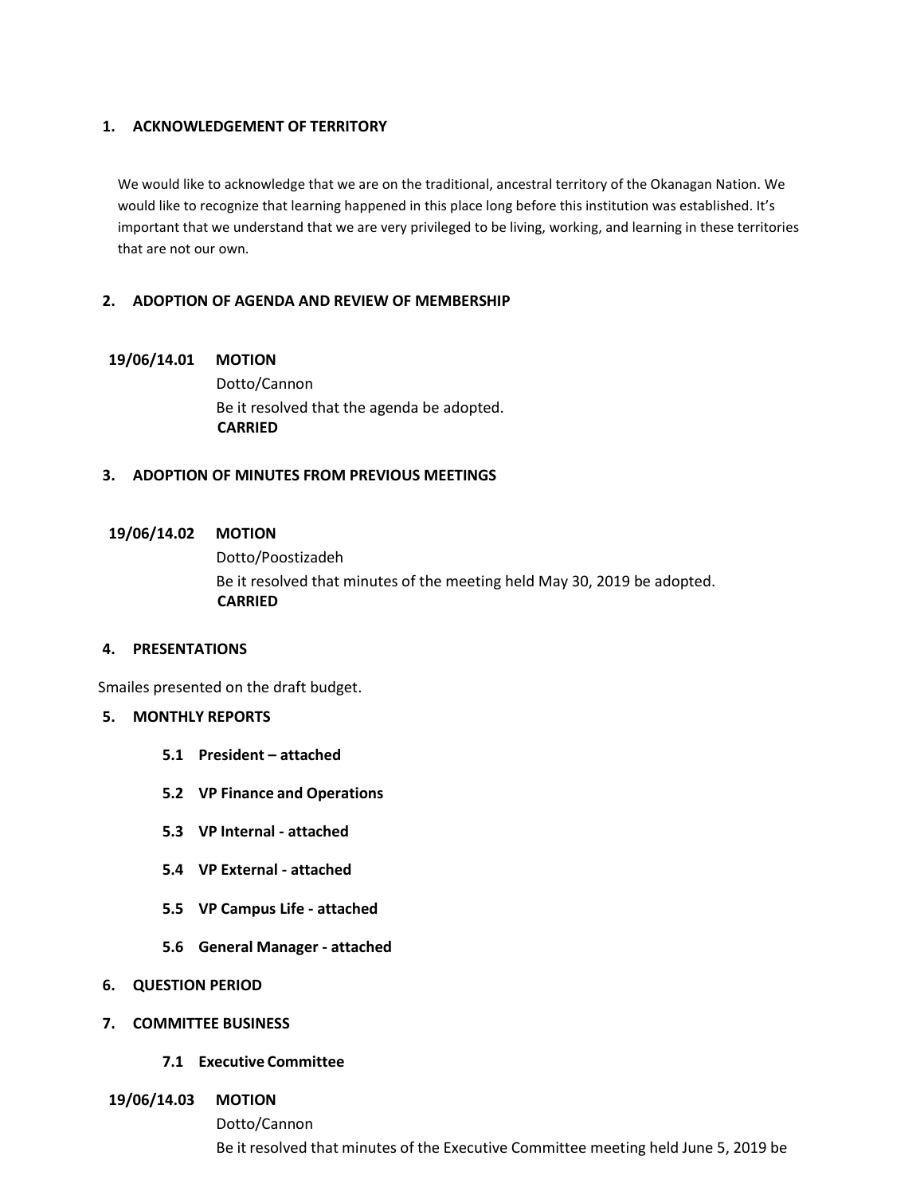## 1. ACKNOWLEDGEMENT OF TERRITORY

We would like to acknowledge that we are on the traditional, ancestral territory of the Okanagan Nation. We would like to recognize that learning happened in this place long before this institution was established. It's important that we understand that we are very privileged to be living, working, and learning in these territories that are not our own.

## 2. ADOPTION OF AGENDA AND REVIEW OF MEMBERSHIP

**19/06/14.01 MOTION**

Dotto/Cannon

Be it resolved that the agenda be adopted.

**CARRIED**

## 3. ADOPTION OF MINUTES FROM PREVIOUS MEETINGS

**19/06/14.02 MOTION**

Dotto/Poostizadeh

Be it resolved that minutes of the meeting held May 30, 2019 be adopted.

**CARRIED**

## 4. PRESENTATIONS

Smailes presented on the draft budget.

## 5. MONTHLY REPORTS

### 5.1 President – attached

### 5.2 VP Finance and Operations

### 5.3 VP Internal - attached

### 5.4 VP External - attached

### 5.5 VP Campus Life - attached

### 5.6 General Manager - attached

## 6. QUESTION PERIOD

## 7. COMMITTEE BUSINESS

### 7.1 Executive Committee

**19/06/14.03 MOTION**

Dotto/Cannon

Be it resolved that minutes of the Executive Committee meeting held June 5, 2019 be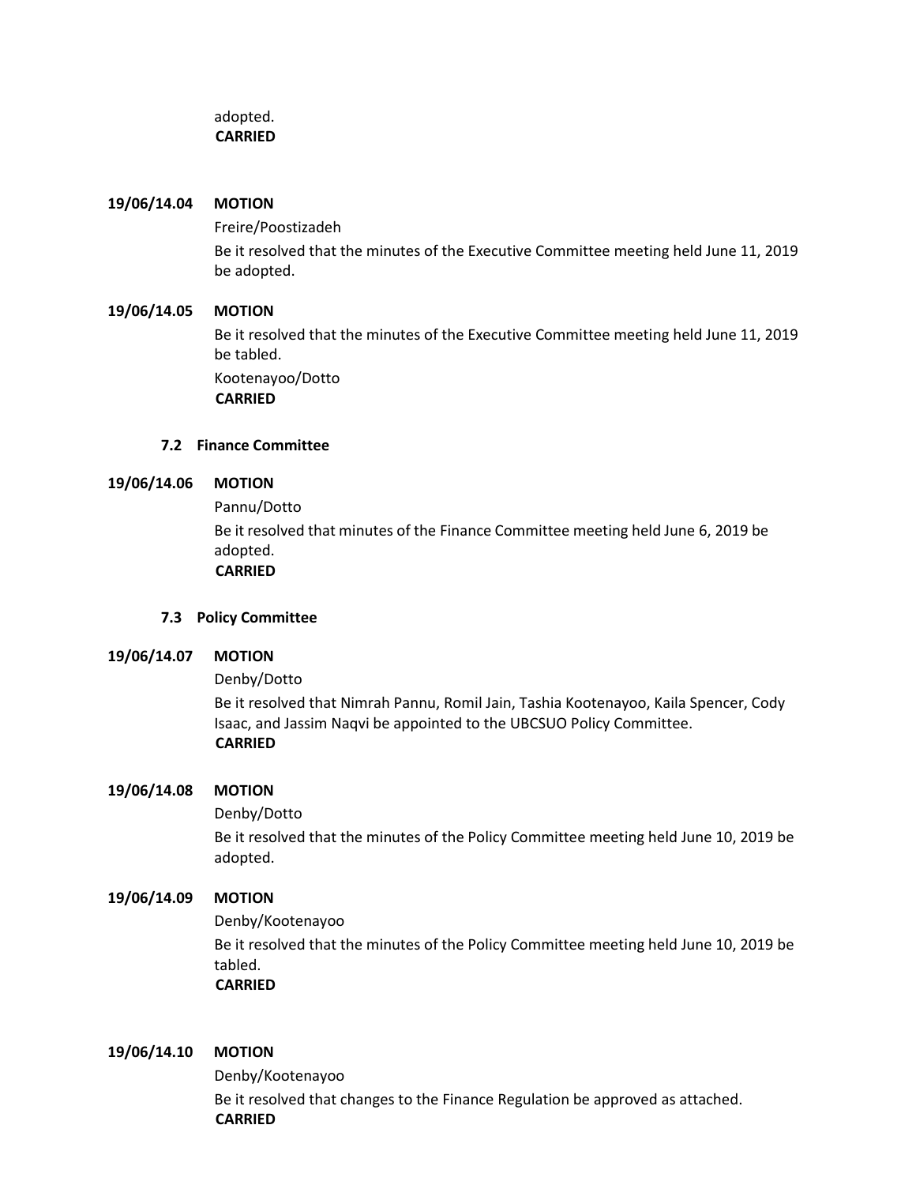adopted.
**CARRIED**

**19/06/14.04 MOTION**

Freire/Poostizadeh

Be it resolved that the minutes of the Executive Committee meeting held June 11, 2019 be adopted.

**19/06/14.05 MOTION**

Be it resolved that the minutes of the Executive Committee meeting held June 11, 2019 be tabled.

Kootenayoo/Dotto
**CARRIED**

### 7.2 Finance Committee

**19/06/14.06 MOTION**

Pannu/Dotto

Be it resolved that minutes of the Finance Committee meeting held June 6, 2019 be adopted.
**CARRIED**

### 7.3 Policy Committee

**19/06/14.07 MOTION**

Denby/Dotto

Be it resolved that Nimrah Pannu, Romil Jain, Tashia Kootenayoo, Kaila Spencer, Cody Isaac, and Jassim Naqvi be appointed to the UBCSUO Policy Committee.
**CARRIED**

**19/06/14.08 MOTION**

Denby/Dotto

Be it resolved that the minutes of the Policy Committee meeting held June 10, 2019 be adopted.

**19/06/14.09 MOTION**

Denby/Kootenayoo

Be it resolved that the minutes of the Policy Committee meeting held June 10, 2019 be tabled.
**CARRIED**

**19/06/14.10 MOTION**

Denby/Kootenayoo

Be it resolved that changes to the Finance Regulation be approved as attached.
**CARRIED**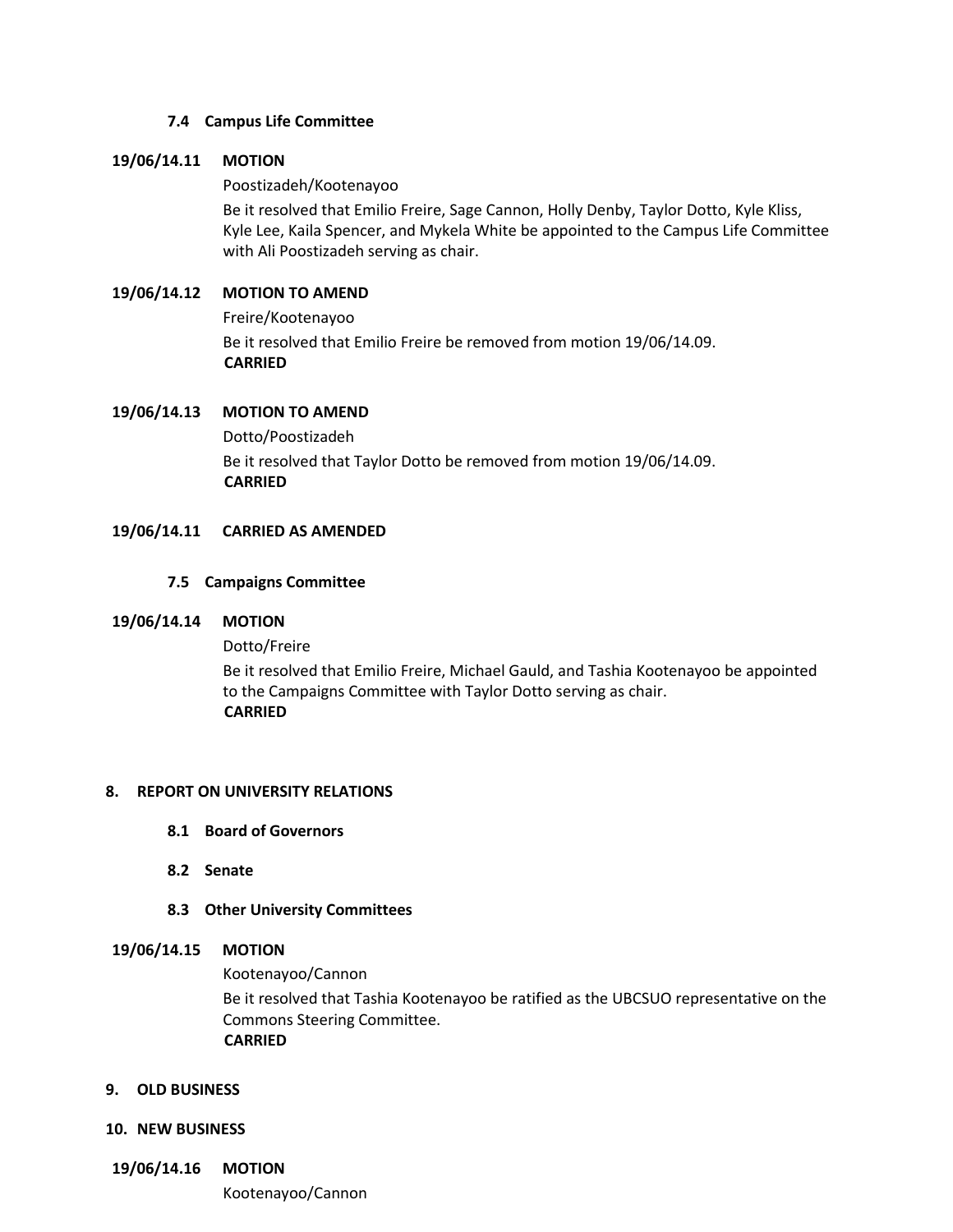### 7.4 Campus Life Committee

**19/06/14.11 MOTION**

Poostizadeh/Kootenayoo

Be it resolved that Emilio Freire, Sage Cannon, Holly Denby, Taylor Dotto, Kyle Kliss, Kyle Lee, Kaila Spencer, and Mykela White be appointed to the Campus Life Committee with Ali Poostizadeh serving as chair.

**19/06/14.12 MOTION TO AMEND**

Freire/Kootenayoo

Be it resolved that Emilio Freire be removed from motion 19/06/14.09.

**CARRIED**

**19/06/14.13 MOTION TO AMEND**

Dotto/Poostizadeh

Be it resolved that Taylor Dotto be removed from motion 19/06/14.09.

**CARRIED**

**19/06/14.11 CARRIED AS AMENDED**

### 7.5 Campaigns Committee

**19/06/14.14 MOTION**

Dotto/Freire

Be it resolved that Emilio Freire, Michael Gauld, and Tashia Kootenayoo be appointed to the Campaigns Committee with Taylor Dotto serving as chair.

**CARRIED**

## 8. REPORT ON UNIVERSITY RELATIONS

### 8.1 Board of Governors

### 8.2 Senate

### 8.3 Other University Committees

**19/06/14.15 MOTION**

Kootenayoo/Cannon

Be it resolved that Tashia Kootenayoo be ratified as the UBCSUO representative on the Commons Steering Committee.

**CARRIED**

## 9. OLD BUSINESS

## 10. NEW BUSINESS

**19/06/14.16 MOTION**

Kootenayoo/Cannon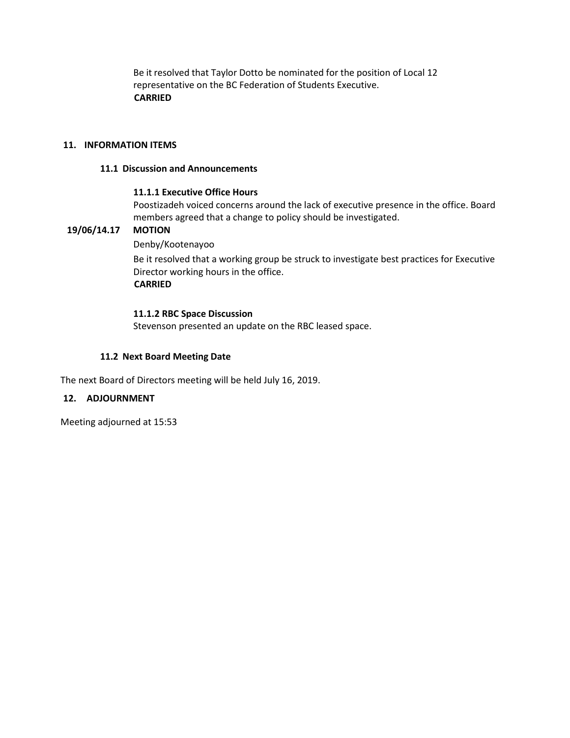Be it resolved that Taylor Dotto be nominated for the position of Local 12 representative on the BC Federation of Students Executive.
**CARRIED**

## 11. INFORMATION ITEMS

### 11.1 Discussion and Announcements

#### 11.1.1 Executive Office Hours

Poostizadeh voiced concerns around the lack of executive presence in the office. Board members agreed that a change to policy should be investigated.

**19/06/14.17 MOTION**

Denby/Kootenayoo

Be it resolved that a working group be struck to investigate best practices for Executive Director working hours in the office.
**CARRIED**

#### 11.1.2 RBC Space Discussion

Stevenson presented an update on the RBC leased space.

### 11.2 Next Board Meeting Date

The next Board of Directors meeting will be held July 16, 2019.

## 12. ADJOURNMENT

Meeting adjourned at 15:53